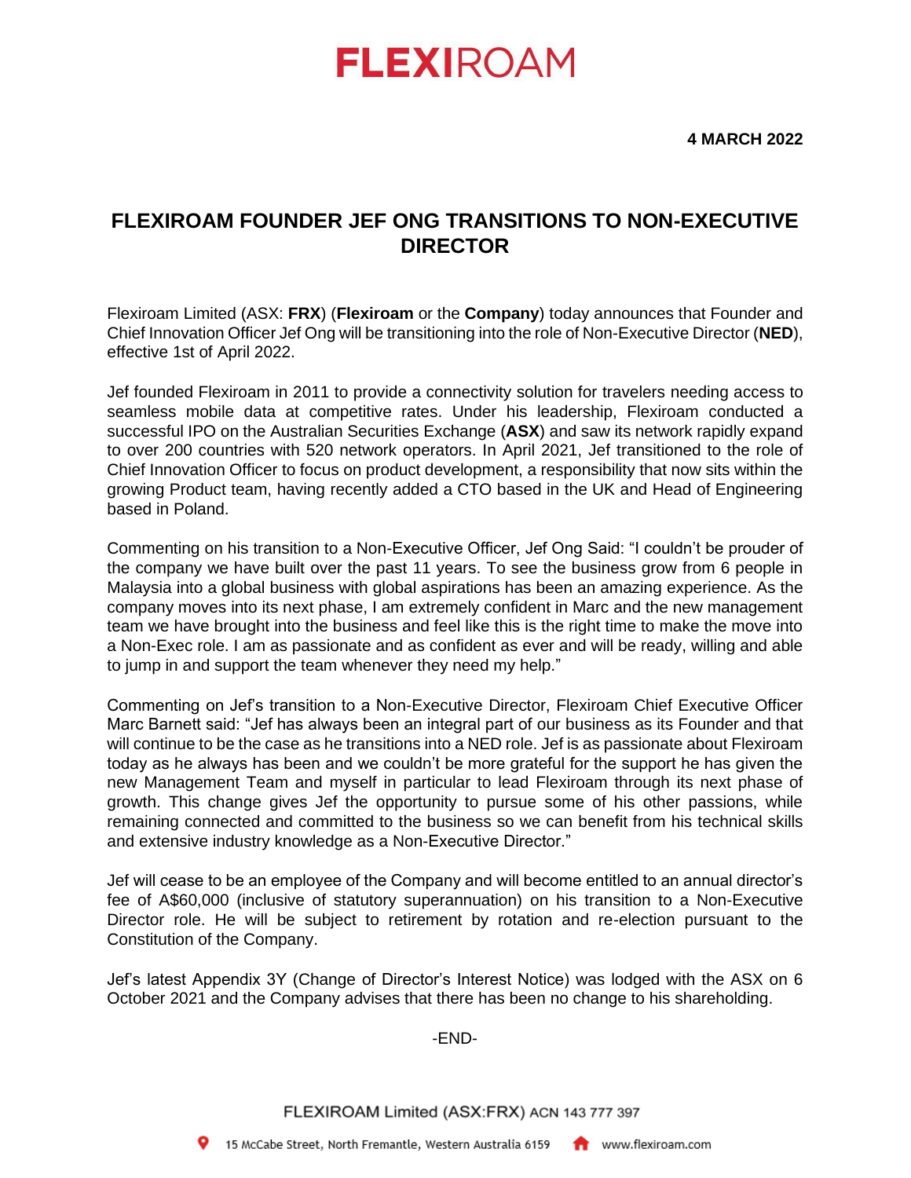# FLEXIROAM

**4 MARCH 2022**

## FLEXIROAM FOUNDER JEF ONG TRANSITIONS TO NON-EXECUTIVE DIRECTOR

Flexiroam Limited (ASX: **FRX**) (**Flexiroam** or the **Company**) today announces that Founder and Chief Innovation Officer Jef Ong will be transitioning into the role of Non-Executive Director (**NED**), effective 1st of April 2022.

Jef founded Flexiroam in 2011 to provide a connectivity solution for travelers needing access to seamless mobile data at competitive rates. Under his leadership, Flexiroam conducted a successful IPO on the Australian Securities Exchange (**ASX**) and saw its network rapidly expand to over 200 countries with 520 network operators. In April 2021, Jef transitioned to the role of Chief Innovation Officer to focus on product development, a responsibility that now sits within the growing Product team, having recently added a CTO based in the UK and Head of Engineering based in Poland.

Commenting on his transition to a Non-Executive Officer, Jef Ong Said: "I couldn't be prouder of the company we have built over the past 11 years. To see the business grow from 6 people in Malaysia into a global business with global aspirations has been an amazing experience. As the company moves into its next phase, I am extremely confident in Marc and the new management team we have brought into the business and feel like this is the right time to make the move into a Non-Exec role. I am as passionate and as confident as ever and will be ready, willing and able to jump in and support the team whenever they need my help."

Commenting on Jef's transition to a Non-Executive Director, Flexiroam Chief Executive Officer Marc Barnett said: "Jef has always been an integral part of our business as its Founder and that will continue to be the case as he transitions into a NED role. Jef is as passionate about Flexiroam today as he always has been and we couldn't be more grateful for the support he has given the new Management Team and myself in particular to lead Flexiroam through its next phase of growth. This change gives Jef the opportunity to pursue some of his other passions, while remaining connected and committed to the business so we can benefit from his technical skills and extensive industry knowledge as a Non-Executive Director."

Jef will cease to be an employee of the Company and will become entitled to an annual director's fee of A$60,000 (inclusive of statutory superannuation) on his transition to a Non-Executive Director role. He will be subject to retirement by rotation and re-election pursuant to the Constitution of the Company.

Jef's latest Appendix 3Y (Change of Director's Interest Notice) was lodged with the ASX on 6 October 2021 and the Company advises that there has been no change to his shareholding.

-END-

FLEXIROAM Limited (ASX:FRX) ACN 143 777 397

15 McCabe Street, North Fremantle, Western Australia 6159 www.flexiroam.com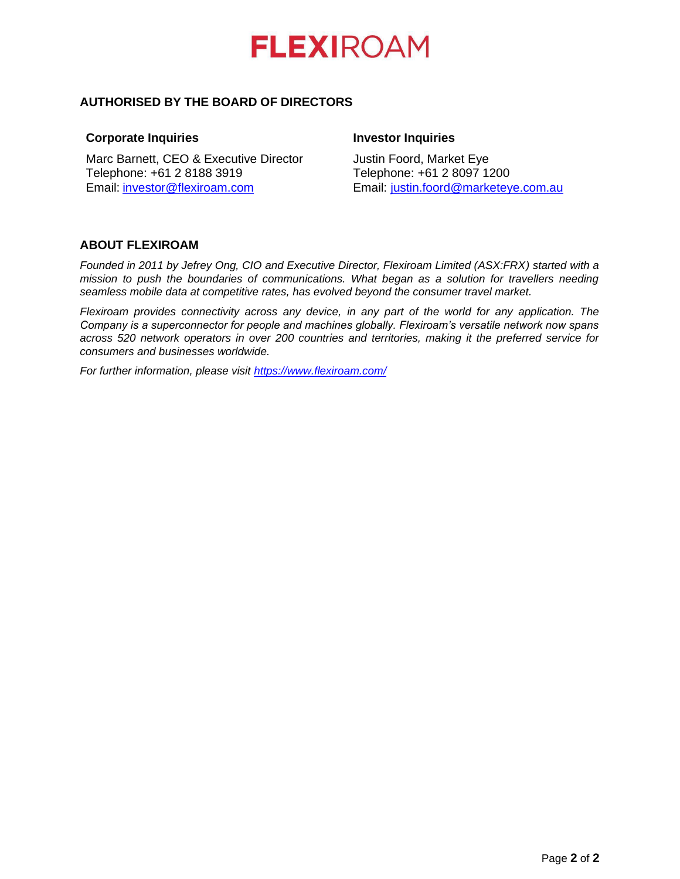# FLEXIROAM

## AUTHORISED BY THE BOARD OF DIRECTORS

**Corporate Inquiries**

Marc Barnett, CEO & Executive Director
Telephone: +61 2 8188 3919
Email: investor@flexiroam.com

**Investor Inquiries**

Justin Foord, Market Eye
Telephone: +61 2 8097 1200
Email: justin.foord@marketeye.com.au

## ABOUT FLEXIROAM

*Founded in 2011 by Jefrey Ong, CIO and Executive Director, Flexiroam Limited (ASX:FRX) started with a mission to push the boundaries of communications. What began as a solution for travellers needing seamless mobile data at competitive rates, has evolved beyond the consumer travel market.*

*Flexiroam provides connectivity across any device, in any part of the world for any application. The Company is a superconnector for people and machines globally. Flexiroam's versatile network now spans across 520 network operators in over 200 countries and territories, making it the preferred service for consumers and businesses worldwide.*

*For further information, please visit https://www.flexiroam.com/*